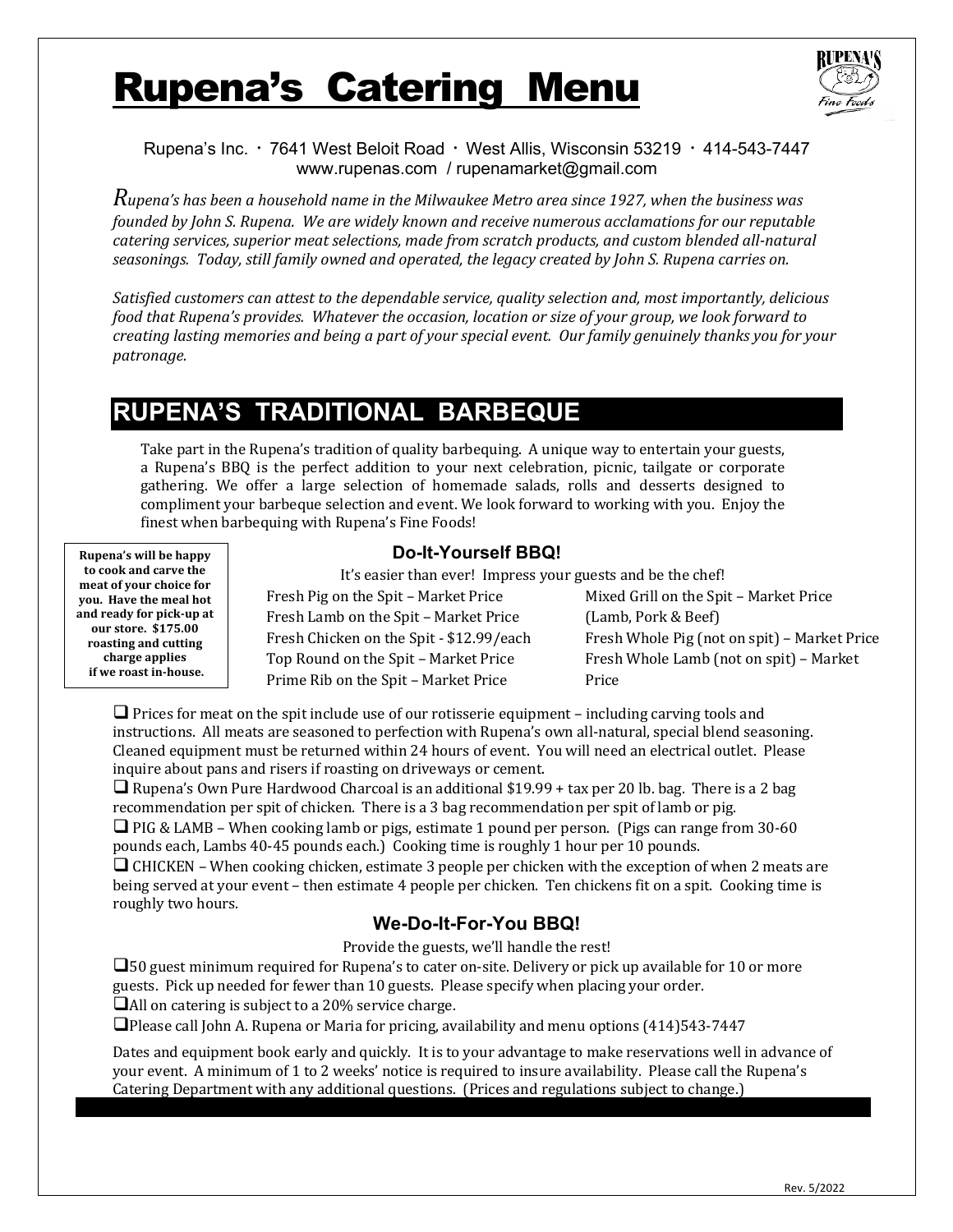# Rupena's Catering Menu

Rupena's Inc. · 7641 West Beloit Road · West Allis, Wisconsin 53219 · 414-543-7447
www.rupenas.com / rupenamarket@gmail.com

*Rupena's has been a household name in the Milwaukee Metro area since 1927, when the business was founded by John S. Rupena. We are widely known and receive numerous acclamations for our reputable catering services, superior meat selections, made from scratch products, and custom blended all-natural seasonings. Today, still family owned and operated, the legacy created by John S. Rupena carries on.*

*Satisfied customers can attest to the dependable service, quality selection and, most importantly, delicious food that Rupena's provides. Whatever the occasion, location or size of your group, we look forward to creating lasting memories and being a part of your special event. Our family genuinely thanks you for your patronage.*

## RUPENA'S TRADITIONAL BARBEQUE

Take part in the Rupena's tradition of quality barbequing. A unique way to entertain your guests, a Rupena's BBQ is the perfect addition to your next celebration, picnic, tailgate or corporate gathering. We offer a large selection of homemade salads, rolls and desserts designed to compliment your barbeque selection and event. We look forward to working with you. Enjoy the finest when barbequing with Rupena's Fine Foods!

**Rupena's will be happy to cook and carve the meat of your choice for you. Have the meal hot and ready for pick-up at our store. $175.00 roasting and cutting charge applies if we roast in-house.**

### Do-It-Yourself BBQ!

It's easier than ever! Impress your guests and be the chef!

- Fresh Pig on the Spit – Market Price
- Fresh Lamb on the Spit – Market Price
- Fresh Chicken on the Spit - $12.99/each
- Top Round on the Spit – Market Price
- Prime Rib on the Spit – Market Price
- Mixed Grill on the Spit – Market Price (Lamb, Pork & Beef)
- Fresh Whole Pig (not on spit) – Market Price
- Fresh Whole Lamb (not on spit) – Market Price

❑ Prices for meat on the spit include use of our rotisserie equipment – including carving tools and instructions. All meats are seasoned to perfection with Rupena's own all-natural, special blend seasoning. Cleaned equipment must be returned within 24 hours of event. You will need an electrical outlet. Please inquire about pans and risers if roasting on driveways or cement.

❑ Rupena's Own Pure Hardwood Charcoal is an additional $19.99 + tax per 20 lb. bag. There is a 2 bag recommendation per spit of chicken. There is a 3 bag recommendation per spit of lamb or pig.

❑ PIG & LAMB – When cooking lamb or pigs, estimate 1 pound per person. (Pigs can range from 30-60 pounds each, Lambs 40-45 pounds each.) Cooking time is roughly 1 hour per 10 pounds.

❑ CHICKEN – When cooking chicken, estimate 3 people per chicken with the exception of when 2 meats are being served at your event – then estimate 4 people per chicken. Ten chickens fit on a spit. Cooking time is roughly two hours.

### We-Do-It-For-You BBQ!

Provide the guests, we'll handle the rest!

❑ 50 guest minimum required for Rupena's to cater on-site. Delivery or pick up available for 10 or more guests. Pick up needed for fewer than 10 guests. Please specify when placing your order.

❑ All on catering is subject to a 20% service charge.

❑ Please call John A. Rupena or Maria for pricing, availability and menu options (414)543-7447

Dates and equipment book early and quickly. It is to your advantage to make reservations well in advance of your event. A minimum of 1 to 2 weeks' notice is required to insure availability. Please call the Rupena's Catering Department with any additional questions. (Prices and regulations subject to change.)

Rev. 5/2022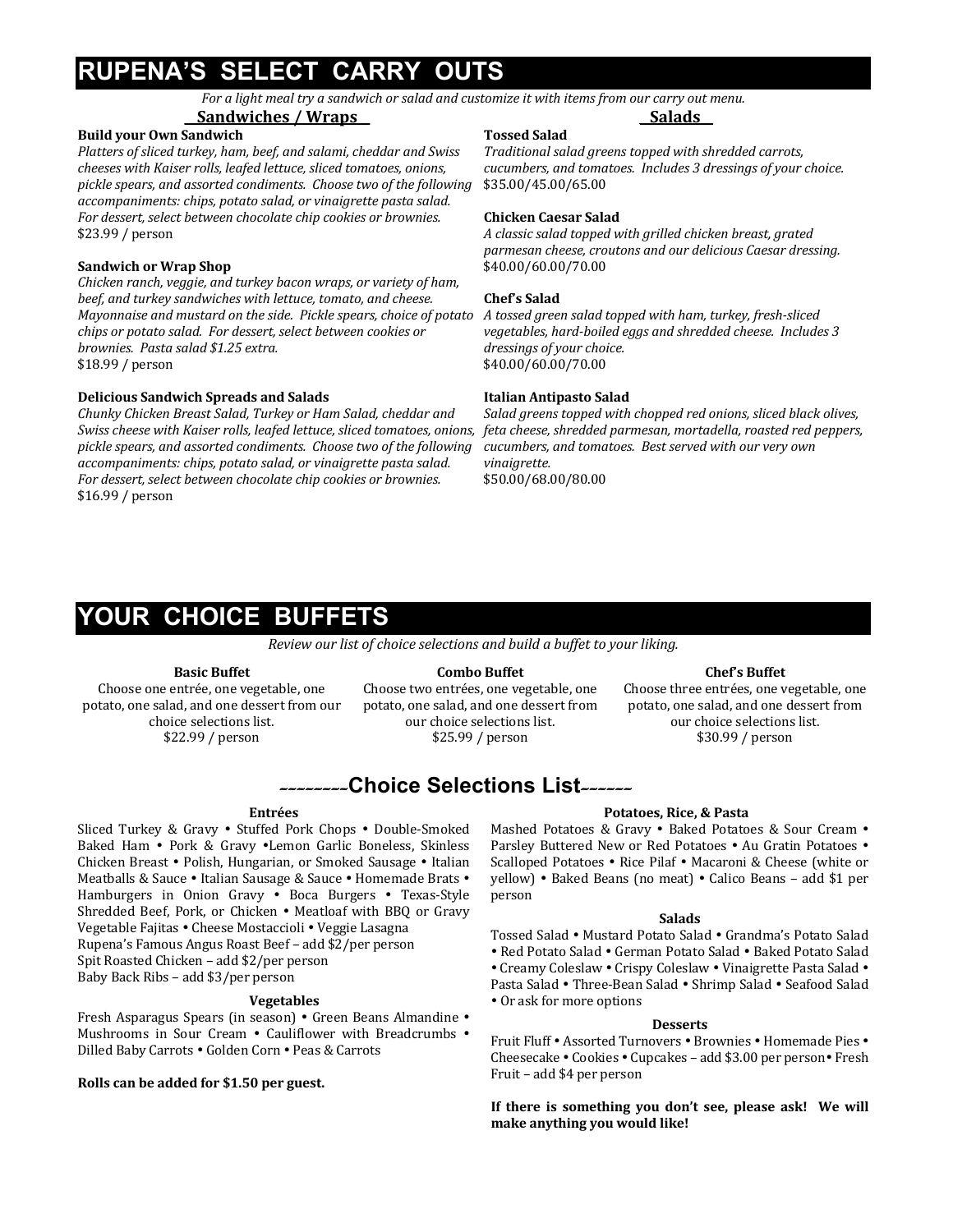# RUPENA'S SELECT CARRY OUTS

*For a light meal try a sandwich or salad and customize it with items from our carry out menu.*

## Sandwiches / Wraps

**Build your Own Sandwich**
*Platters of sliced turkey, ham, beef, and salami, cheddar and Swiss cheeses with Kaiser rolls, leafed lettuce, sliced tomatoes, onions, pickle spears, and assorted condiments. Choose two of the following accompaniments: chips, potato salad, or vinaigrette pasta salad. For dessert, select between chocolate chip cookies or brownies.*
$23.99 / person

**Sandwich or Wrap Shop**
*Chicken ranch, veggie, and turkey bacon wraps, or variety of ham, beef, and turkey sandwiches with lettuce, tomato, and cheese. Mayonnaise and mustard on the side. Pickle spears, choice of potato chips or potato salad. For dessert, select between cookies or brownies. Pasta salad $1.25 extra.*
$18.99 / person

**Delicious Sandwich Spreads and Salads**
*Chunky Chicken Breast Salad, Turkey or Ham Salad, cheddar and Swiss cheese with Kaiser rolls, leafed lettuce, sliced tomatoes, onions, pickle spears, and assorted condiments. Choose two of the following accompaniments: chips, potato salad, or vinaigrette pasta salad. For dessert, select between chocolate chip cookies or brownies.*
$16.99 / person

## Salads

**Tossed Salad**
*Traditional salad greens topped with shredded carrots, cucumbers, and tomatoes. Includes 3 dressings of your choice.*
$35.00/45.00/65.00

**Chicken Caesar Salad**
*A classic salad topped with grilled chicken breast, grated parmesan cheese, croutons and our delicious Caesar dressing.*
$40.00/60.00/70.00

**Chef's Salad**
*A tossed green salad topped with ham, turkey, fresh-sliced vegetables, hard-boiled eggs and shredded cheese. Includes 3 dressings of your choice.*
$40.00/60.00/70.00

**Italian Antipasto Salad**
*Salad greens topped with chopped red onions, sliced black olives, feta cheese, shredded parmesan, mortadella, roasted red peppers, cucumbers, and tomatoes. Best served with our very own vinaigrette.*
$50.00/68.00/80.00

# YOUR CHOICE BUFFETS

*Review our list of choice selections and build a buffet to your liking.*

**Basic Buffet**
Choose one entrée, one vegetable, one potato, one salad, and one dessert from our choice selections list.
$22.99 / person

**Combo Buffet**
Choose two entrées, one vegetable, one potato, one salad, and one dessert from our choice selections list.
$25.99 / person

**Chef's Buffet**
Choose three entrées, one vegetable, one potato, one salad, and one dessert from our choice selections list.
$30.99 / person

## ~~~~~~~~Choice Selections List~~~~~~

### Entrées

Sliced Turkey & Gravy • Stuffed Pork Chops • Double-Smoked Baked Ham • Pork & Gravy • Lemon Garlic Boneless, Skinless Chicken Breast • Polish, Hungarian, or Smoked Sausage • Italian Meatballs & Sauce • Italian Sausage & Sauce • Homemade Brats • Hamburgers in Onion Gravy • Boca Burgers • Texas-Style Shredded Beef, Pork, or Chicken • Meatloaf with BBQ or Gravy Vegetable Fajitas • Cheese Mostaccioli • Veggie Lasagna
Rupena's Famous Angus Roast Beef – add $2/per person
Spit Roasted Chicken – add $2/per person
Baby Back Ribs – add $3/per person

### Vegetables

Fresh Asparagus Spears (in season) • Green Beans Almandine • Mushrooms in Sour Cream • Cauliflower with Breadcrumbs • Dilled Baby Carrots • Golden Corn • Peas & Carrots

**Rolls can be added for $1.50 per guest.**

### Potatoes, Rice, & Pasta

Mashed Potatoes & Gravy • Baked Potatoes & Sour Cream • Parsley Buttered New or Red Potatoes • Au Gratin Potatoes • Scalloped Potatoes • Rice Pilaf • Macaroni & Cheese (white or yellow) • Baked Beans (no meat) • Calico Beans – add $1 per person

### Salads

Tossed Salad • Mustard Potato Salad • Grandma's Potato Salad • Red Potato Salad • German Potato Salad • Baked Potato Salad • Creamy Coleslaw • Crispy Coleslaw • Vinaigrette Pasta Salad • Pasta Salad • Three-Bean Salad • Shrimp Salad • Seafood Salad • Or ask for more options

### Desserts

Fruit Fluff • Assorted Turnovers • Brownies • Homemade Pies • Cheesecake • Cookies • Cupcakes – add $3.00 per person • Fresh Fruit – add $4 per person

**If there is something you don't see, please ask! We will make anything you would like!**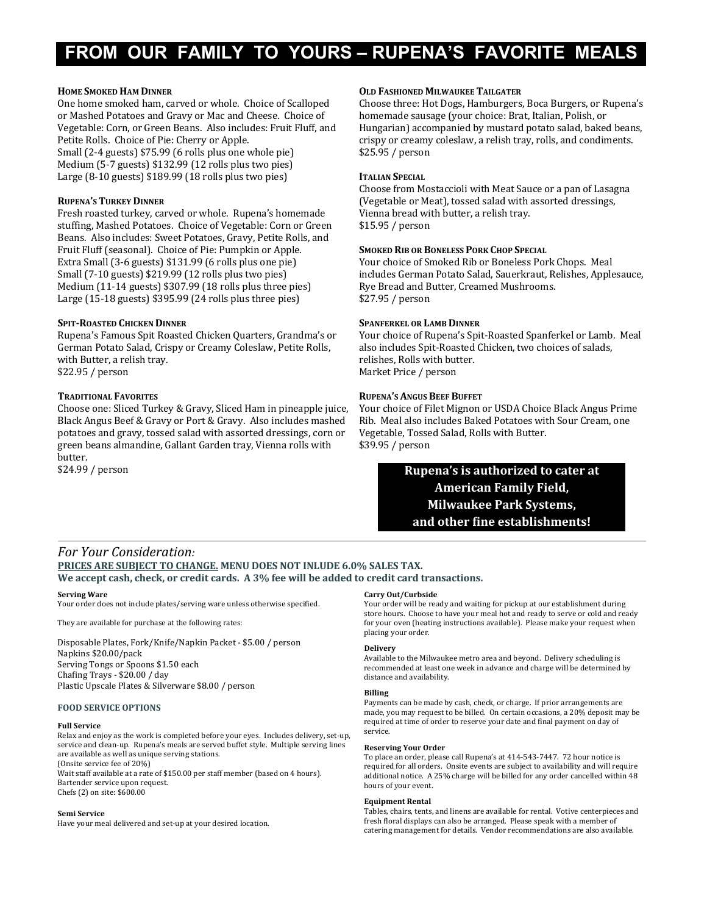# FROM OUR FAMILY TO YOURS – RUPENA'S FAVORITE MEALS

**HOME SMOKED HAM DINNER**
One home smoked ham, carved or whole. Choice of Scalloped or Mashed Potatoes and Gravy or Mac and Cheese. Choice of Vegetable: Corn, or Green Beans. Also includes: Fruit Fluff, and Petite Rolls. Choice of Pie: Cherry or Apple.
Small (2-4 guests) $75.99 (6 rolls plus one whole pie)
Medium (5-7 guests) $132.99 (12 rolls plus two pies)
Large (8-10 guests) $189.99 (18 rolls plus two pies)

**RUPENA'S TURKEY DINNER**
Fresh roasted turkey, carved or whole. Rupena's homemade stuffing, Mashed Potatoes. Choice of Vegetable: Corn or Green Beans. Also includes: Sweet Potatoes, Gravy, Petite Rolls, and Fruit Fluff (seasonal). Choice of Pie: Pumpkin or Apple.
Extra Small (3-6 guests) $131.99 (6 rolls plus one pie)
Small (7-10 guests) $219.99 (12 rolls plus two pies)
Medium (11-14 guests) $307.99 (18 rolls plus three pies)
Large (15-18 guests) $395.99 (24 rolls plus three pies)

**SPIT-ROASTED CHICKEN DINNER**
Rupena's Famous Spit Roasted Chicken Quarters, Grandma's or German Potato Salad, Crispy or Creamy Coleslaw, Petite Rolls, with Butter, a relish tray.
$22.95 / person

**TRADITIONAL FAVORITES**
Choose one: Sliced Turkey & Gravy, Sliced Ham in pineapple juice, Black Angus Beef & Gravy or Port & Gravy. Also includes mashed potatoes and gravy, tossed salad with assorted dressings, corn or green beans almandine, Gallant Garden tray, Vienna rolls with butter.
$24.99 / person

**OLD FASHIONED MILWAUKEE TAILGATER**
Choose three: Hot Dogs, Hamburgers, Boca Burgers, or Rupena's homemade sausage (your choice: Brat, Italian, Polish, or Hungarian) accompanied by mustard potato salad, baked beans, crispy or creamy coleslaw, a relish tray, rolls, and condiments.
$25.95 / person

**ITALIAN SPECIAL**
Choose from Mostaccioli with Meat Sauce or a pan of Lasagna (Vegetable or Meat), tossed salad with assorted dressings, Vienna bread with butter, a relish tray.
$15.95 / person

**SMOKED RIB OR BONELESS PORK CHOP SPECIAL**
Your choice of Smoked Rib or Boneless Pork Chops. Meal includes German Potato Salad, Sauerkraut, Relishes, Applesauce, Rye Bread and Butter, Creamed Mushrooms.
$27.95 / person

**SPANFERKEL OR LAMB DINNER**
Your choice of Rupena's Spit-Roasted Spanferkel or Lamb. Meal also includes Spit-Roasted Chicken, two choices of salads, relishes, Rolls with butter.
Market Price / person

**RUPENA'S ANGUS BEEF BUFFET**
Your choice of Filet Mignon or USDA Choice Black Angus Prime Rib. Meal also includes Baked Potatoes with Sour Cream, one Vegetable, Tossed Salad, Rolls with Butter.
$39.95 / person

**Rupena's is authorized to cater at American Family Field, Milwaukee Park Systems, and other fine establishments!**

---

## *For Your Consideration:*

**PRICES ARE SUBJECT TO CHANGE. MENU DOES NOT INLUDE 6.0% SALES TAX.**
**We accept cash, check, or credit cards. A 3% fee will be added to credit card transactions.**

**Serving Ware**
Your order does not include plates/serving ware unless otherwise specified.

They are available for purchase at the following rates:

Disposable Plates, Fork/Knife/Napkin Packet - $5.00 / person
Napkins $20.00/pack
Serving Tongs or Spoons $1.50 each
Chafing Trays - $20.00 / day
Plastic Upscale Plates & Silverware $8.00 / person

**FOOD SERVICE OPTIONS**

**Full Service**
Relax and enjoy as the work is completed before your eyes. Includes delivery, set-up, service and clean-up. Rupena's meals are served buffet style. Multiple serving lines are available as well as unique serving stations.
(Onsite service fee of 20%)
Wait staff available at a rate of $150.00 per staff member (based on 4 hours).
Bartender service upon request.
Chefs (2) on site: $600.00

**Semi Service**
Have your meal delivered and set-up at your desired location.

**Carry Out/Curbside**
Your order will be ready and waiting for pickup at our establishment during store hours. Choose to have your meal hot and ready to serve or cold and ready for your oven (heating instructions available). Please make your request when placing your order.

**Delivery**
Available to the Milwaukee metro area and beyond. Delivery scheduling is recommended at least one week in advance and charge will be determined by distance and availability.

**Billing**
Payments can be made by cash, check, or charge. If prior arrangements are made, you may request to be billed. On certain occasions, a 20% deposit may be required at time of order to reserve your date and final payment on day of service.

**Reserving Your Order**
To place an order, please call Rupena's at 414-543-7447. 72 hour notice is required for all orders. Onsite events are subject to availability and will require additional notice. A 25% charge will be billed for any order cancelled within 48 hours of your event.

**Equipment Rental**
Tables, chairs, tents, and linens are available for rental. Votive centerpieces and fresh floral displays can also be arranged. Please speak with a member of catering management for details. Vendor recommendations are also available.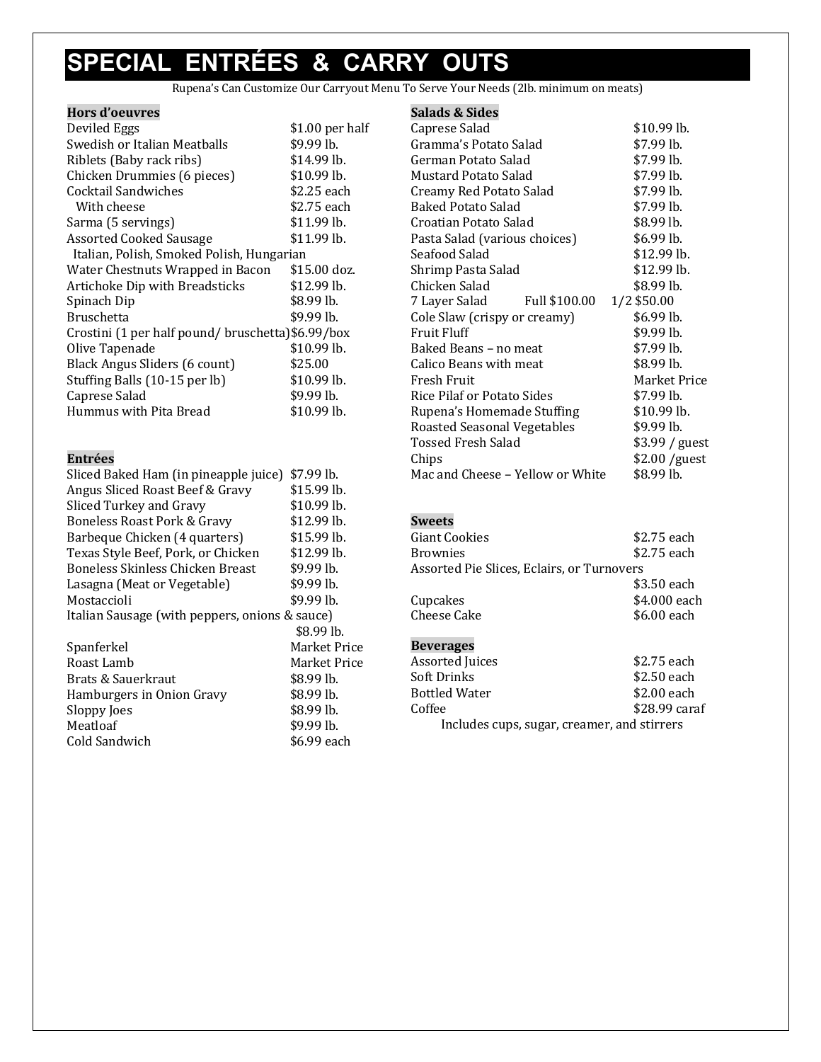# SPECIAL ENTRÉES & CARRY OUTS

Rupena's Can Customize Our Carryout Menu To Serve Your Needs (2lb. minimum on meats)

### Hors d'oeuvres

| Item | Price |
|---|---|
| Deviled Eggs | $1.00 per half |
| Swedish or Italian Meatballs | $9.99 lb. |
| Riblets (Baby rack ribs) | $14.99 lb. |
| Chicken Drummies (6 pieces) | $10.99 lb. |
| Cocktail Sandwiches | $2.25 each |
| With cheese | $2.75 each |
| Sarma (5 servings) | $11.99 lb. |
| Assorted Cooked Sausage | $11.99 lb. |
| Italian, Polish, Smoked Polish, Hungarian | |
| Water Chestnuts Wrapped in Bacon | $15.00 doz. |
| Artichoke Dip with Breadsticks | $12.99 lb. |
| Spinach Dip | $8.99 lb. |
| Bruschetta | $9.99 lb. |
| Crostini (1 per half pound/ bruschetta) | $6.99/box |
| Olive Tapenade | $10.99 lb. |
| Black Angus Sliders (6 count) | $25.00 |
| Stuffing Balls (10-15 per lb) | $10.99 lb. |
| Caprese Salad | $9.99 lb. |
| Hummus with Pita Bread | $10.99 lb. |

### Entrées

| Item | Price |
|---|---|
| Sliced Baked Ham (in pineapple juice) | $7.99 lb. |
| Angus Sliced Roast Beef & Gravy | $15.99 lb. |
| Sliced Turkey and Gravy | $10.99 lb. |
| Boneless Roast Pork & Gravy | $12.99 lb. |
| Barbeque Chicken (4 quarters) | $15.99 lb. |
| Texas Style Beef, Pork, or Chicken | $12.99 lb. |
| Boneless Skinless Chicken Breast | $9.99 lb. |
| Lasagna (Meat or Vegetable) | $9.99 lb. |
| Mostaccioli | $9.99 lb. |
| Italian Sausage (with peppers, onions & sauce) | $8.99 lb. |
| Spanferkel | Market Price |
| Roast Lamb | Market Price |
| Brats & Sauerkraut | $8.99 lb. |
| Hamburgers in Onion Gravy | $8.99 lb. |
| Sloppy Joes | $8.99 lb. |
| Meatloaf | $9.99 lb. |
| Cold Sandwich | $6.99 each |

### Salads & Sides

| Item | Price |
|---|---|
| Caprese Salad | $10.99 lb. |
| Gramma's Potato Salad | $7.99 lb. |
| German Potato Salad | $7.99 lb. |
| Mustard Potato Salad | $7.99 lb. |
| Creamy Red Potato Salad | $7.99 lb. |
| Baked Potato Salad | $7.99 lb. |
| Croatian Potato Salad | $8.99 lb. |
| Pasta Salad (various choices) | $6.99 lb. |
| Seafood Salad | $12.99 lb. |
| Shrimp Pasta Salad | $12.99 lb. |
| Chicken Salad | $8.99 lb. |
| 7 Layer Salad Full $100.00 | 1/2 $50.00 |
| Cole Slaw (crispy or creamy) | $6.99 lb. |
| Fruit Fluff | $9.99 lb. |
| Baked Beans – no meat | $7.99 lb. |
| Calico Beans with meat | $8.99 lb. |
| Fresh Fruit | Market Price |
| Rice Pilaf or Potato Sides | $7.99 lb. |
| Rupena's Homemade Stuffing | $10.99 lb. |
| Roasted Seasonal Vegetables | $9.99 lb. |
| Tossed Fresh Salad | $3.99 / guest |
| Chips | $2.00 /guest |
| Mac and Cheese – Yellow or White | $8.99 lb. |

### Sweets

| Item | Price |
|---|---|
| Giant Cookies | $2.75 each |
| Brownies | $2.75 each |
| Assorted Pie Slices, Eclairs, or Turnovers | $3.50 each |
| Cupcakes | $4.000 each |
| Cheese Cake | $6.00 each |

### Beverages

| Item | Price |
|---|---|
| Assorted Juices | $2.75 each |
| Soft Drinks | $2.50 each |
| Bottled Water | $2.00 each |
| Coffee | $28.99 caraf |

Includes cups, sugar, creamer, and stirrers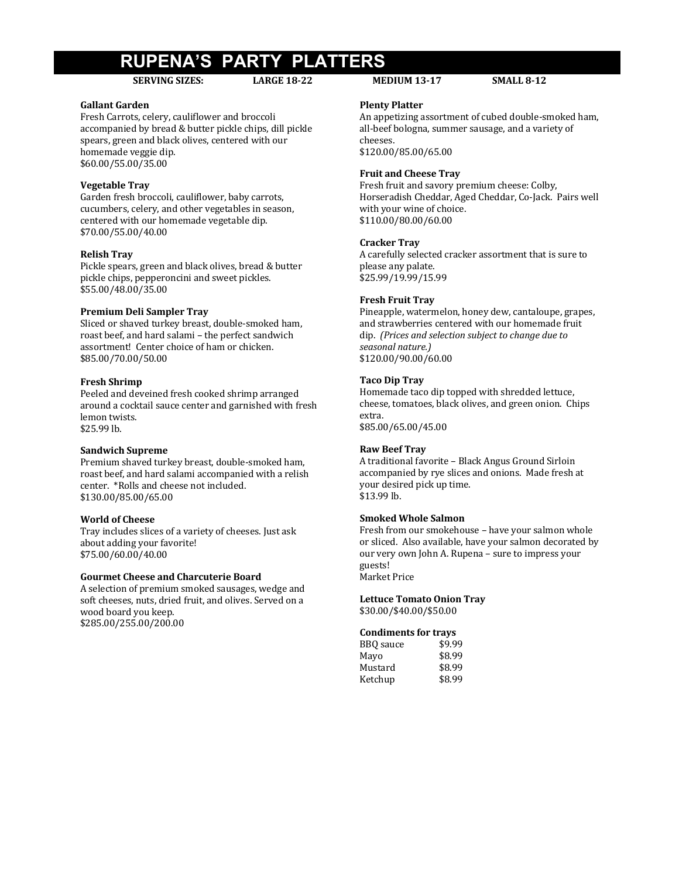# RUPENA'S PARTY PLATTERS

**SERVING SIZES: LARGE 18-22 MEDIUM 13-17 SMALL 8-12**

**Gallant Garden**
Fresh Carrots, celery, cauliflower and broccoli accompanied by bread & butter pickle chips, dill pickle spears, green and black olives, centered with our homemade veggie dip.
$60.00/55.00/35.00

**Vegetable Tray**
Garden fresh broccoli, cauliflower, baby carrots, cucumbers, celery, and other vegetables in season, centered with our homemade vegetable dip.
$70.00/55.00/40.00

**Relish Tray**
Pickle spears, green and black olives, bread & butter pickle chips, pepperoncini and sweet pickles.
$55.00/48.00/35.00

**Premium Deli Sampler Tray**
Sliced or shaved turkey breast, double-smoked ham, roast beef, and hard salami – the perfect sandwich assortment! Center choice of ham or chicken.
$85.00/70.00/50.00

**Fresh Shrimp**
Peeled and deveined fresh cooked shrimp arranged around a cocktail sauce center and garnished with fresh lemon twists.
$25.99 lb.

**Sandwich Supreme**
Premium shaved turkey breast, double-smoked ham, roast beef, and hard salami accompanied with a relish center. *Rolls and cheese not included.
$130.00/85.00/65.00

**World of Cheese**
Tray includes slices of a variety of cheeses. Just ask about adding your favorite!
$75.00/60.00/40.00

**Gourmet Cheese and Charcuterie Board**
A selection of premium smoked sausages, wedge and soft cheeses, nuts, dried fruit, and olives. Served on a wood board you keep.
$285.00/255.00/200.00

**Plenty Platter**
An appetizing assortment of cubed double-smoked ham, all-beef bologna, summer sausage, and a variety of cheeses.
$120.00/85.00/65.00

**Fruit and Cheese Tray**
Fresh fruit and savory premium cheese: Colby, Horseradish Cheddar, Aged Cheddar, Co-Jack. Pairs well with your wine of choice.
$110.00/80.00/60.00

**Cracker Tray**
A carefully selected cracker assortment that is sure to please any palate.
$25.99/19.99/15.99

**Fresh Fruit Tray**
Pineapple, watermelon, honey dew, cantaloupe, grapes, and strawberries centered with our homemade fruit dip. *(Prices and selection subject to change due to seasonal nature.)*
$120.00/90.00/60.00

**Taco Dip Tray**
Homemade taco dip topped with shredded lettuce, cheese, tomatoes, black olives, and green onion. Chips extra.
$85.00/65.00/45.00

**Raw Beef Tray**
A traditional favorite – Black Angus Ground Sirloin accompanied by rye slices and onions. Made fresh at your desired pick up time.
$13.99 lb.

**Smoked Whole Salmon**
Fresh from our smokehouse – have your salmon whole or sliced. Also available, have your salmon decorated by our very own John A. Rupena – sure to impress your guests!
Market Price

**Lettuce Tomato Onion Tray**
$30.00/$40.00/$50.00

**Condiments for trays**

| | |
|---|---|
| BBQ sauce | $9.99 |
| Mayo | $8.99 |
| Mustard | $8.99 |
| Ketchup | $8.99 |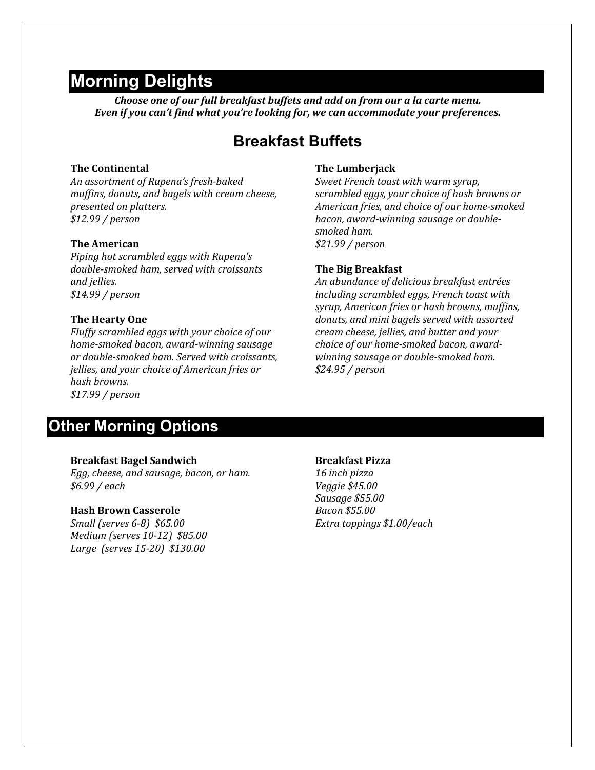# Morning Delights

***Choose one of our full breakfast buffets and add on from our a la carte menu.***
***Even if you can't find what you're looking for, we can accommodate your preferences.***

## Breakfast Buffets

**The Continental**
*An assortment of Rupena's fresh-baked muffins, donuts, and bagels with cream cheese, presented on platters.*
*$12.99 / person*

**The American**
*Piping hot scrambled eggs with Rupena's double-smoked ham, served with croissants and jellies.*
*$14.99 / person*

**The Hearty One**
*Fluffy scrambled eggs with your choice of our home-smoked bacon, award-winning sausage or double-smoked ham. Served with croissants, jellies, and your choice of American fries or hash browns.*
*$17.99 / person*

**The Lumberjack**
*Sweet French toast with warm syrup, scrambled eggs, your choice of hash browns or American fries, and choice of our home-smoked bacon, award-winning sausage or double-smoked ham.*
*$21.99 / person*

**The Big Breakfast**
*An abundance of delicious breakfast entrées including scrambled eggs, French toast with syrup, American fries or hash browns, muffins, donuts, and mini bagels served with assorted cream cheese, jellies, and butter and your choice of our home-smoked bacon, award-winning sausage or double-smoked ham.*
*$24.95 / person*

# Other Morning Options

**Breakfast Bagel Sandwich**
*Egg, cheese, and sausage, bacon, or ham.*
*$6.99 / each*

**Hash Brown Casserole**
*Small (serves 6-8) $65.00*
*Medium (serves 10-12) $85.00*
*Large (serves 15-20) $130.00*

**Breakfast Pizza**
*16 inch pizza*
*Veggie $45.00*
*Sausage $55.00*
*Bacon $55.00*
*Extra toppings $1.00/each*